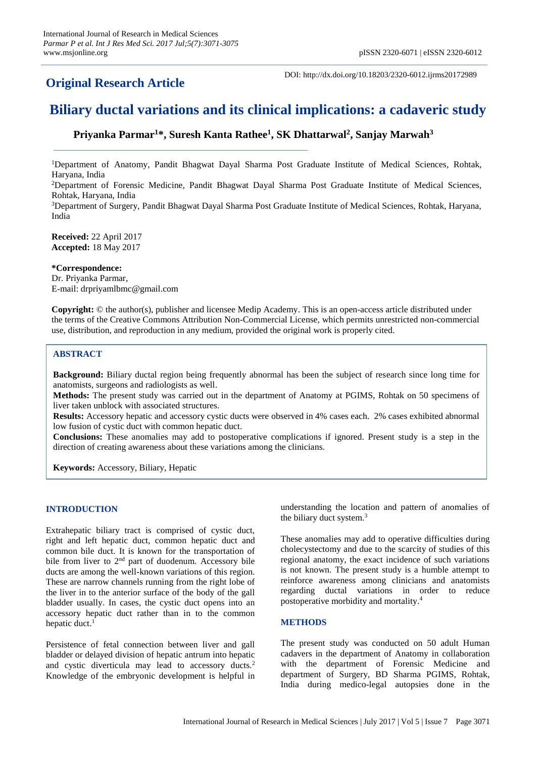## Original Research Article

DOI: http://dx.doi.org/10.18203/2320-6012.ijrms20172989

# Biliary ductal variations and its clinical implications: a cadaveric study

**Priyanka Parmar[1]*, Suresh Kanta Rathee[1], SK Dhattarwal[2], Sanjay Marwah[3]**

[1]Department of Anatomy, Pandit Bhagwat Dayal Sharma Post Graduate Institute of Medical Sciences, Rohtak, Haryana, India

[2]Department of Forensic Medicine, Pandit Bhagwat Dayal Sharma Post Graduate Institute of Medical Sciences, Rohtak, Haryana, India

[3]Department of Surgery, Pandit Bhagwat Dayal Sharma Post Graduate Institute of Medical Sciences, Rohtak, Haryana, India

**Received:** 22 April 2017
**Accepted:** 18 May 2017

***Correspondence:**
Dr. Priyanka Parmar,
E-mail: drpriyamlbmc@gmail.com

**Copyright:** © the author(s), publisher and licensee Medip Academy. This is an open-access article distributed under the terms of the Creative Commons Attribution Non-Commercial License, which permits unrestricted non-commercial use, distribution, and reproduction in any medium, provided the original work is properly cited.

## ABSTRACT

**Background:** Biliary ductal region being frequently abnormal has been the subject of research since long time for anatomists, surgeons and radiologists as well.

**Methods:** The present study was carried out in the department of Anatomy at PGIMS, Rohtak on 50 specimens of liver taken unblock with associated structures.

**Results:** Accessory hepatic and accessory cystic ducts were observed in 4% cases each. 2% cases exhibited abnormal low fusion of cystic duct with common hepatic duct.

**Conclusions:** These anomalies may add to postoperative complications if ignored. Present study is a step in the direction of creating awareness about these variations among the clinicians.

**Keywords:** Accessory, Biliary, Hepatic

## INTRODUCTION

Extrahepatic biliary tract is comprised of cystic duct, right and left hepatic duct, common hepatic duct and common bile duct. It is known for the transportation of bile from liver to 2nd part of duodenum. Accessory bile ducts are among the well-known variations of this region. These are narrow channels running from the right lobe of the liver in to the anterior surface of the body of the gall bladder usually. In cases, the cystic duct opens into an accessory hepatic duct rather than in to the common hepatic duct.[1]

Persistence of fetal connection between liver and gall bladder or delayed division of hepatic antrum into hepatic and cystic diverticula may lead to accessory ducts.[2] Knowledge of the embryonic development is helpful in understanding the location and pattern of anomalies of the biliary duct system.[3]

These anomalies may add to operative difficulties during cholecystectomy and due to the scarcity of studies of this regional anatomy, the exact incidence of such variations is not known. The present study is a humble attempt to reinforce awareness among clinicians and anatomists regarding ductal variations in order to reduce postoperative morbidity and mortality.[4]

## METHODS

The present study was conducted on 50 adult Human cadavers in the department of Anatomy in collaboration with the department of Forensic Medicine and department of Surgery, BD Sharma PGIMS, Rohtak, India during medico-legal autopsies done in the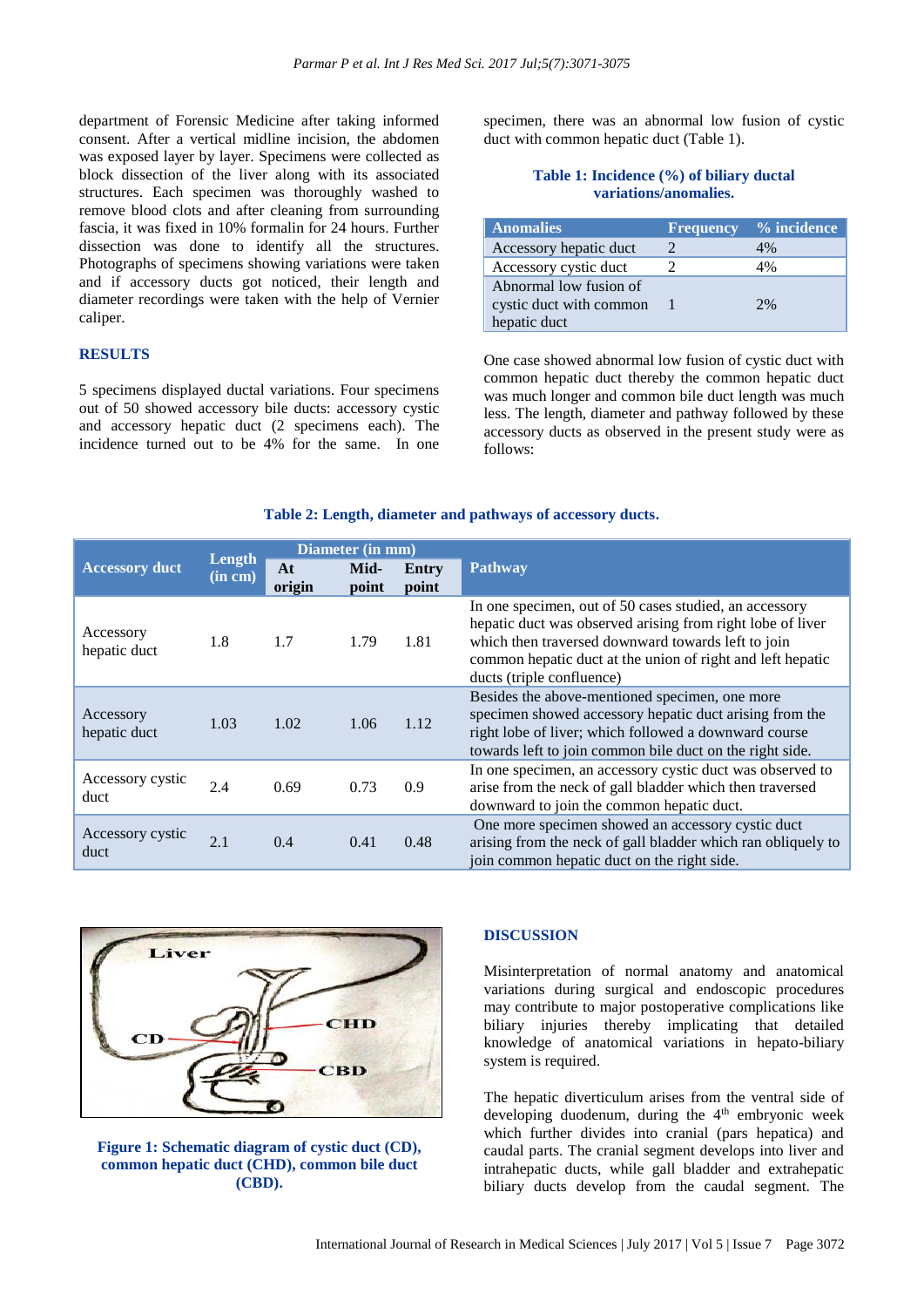department of Forensic Medicine after taking informed consent. After a vertical midline incision, the abdomen was exposed layer by layer. Specimens were collected as block dissection of the liver along with its associated structures. Each specimen was thoroughly washed to remove blood clots and after cleaning from surrounding fascia, it was fixed in 10% formalin for 24 hours. Further dissection was done to identify all the structures. Photographs of specimens showing variations were taken and if accessory ducts got noticed, their length and diameter recordings were taken with the help of Vernier caliper.

## RESULTS

5 specimens displayed ductal variations. Four specimens out of 50 showed accessory bile ducts: accessory cystic and accessory hepatic duct (2 specimens each). The incidence turned out to be 4% for the same. In one specimen, there was an abnormal low fusion of cystic duct with common hepatic duct (Table 1).

**Table 1: Incidence (%) of biliary ductal variations/anomalies.**

| Anomalies | Frequency | % incidence |
|---|---|---|
| Accessory hepatic duct | 2 | 4% |
| Accessory cystic duct | 2 | 4% |
| Abnormal low fusion of cystic duct with common hepatic duct | 1 | 2% |

One case showed abnormal low fusion of cystic duct with common hepatic duct thereby the common hepatic duct was much longer and common bile duct length was much less. The length, diameter and pathway followed by these accessory ducts as observed in the present study were as follows:

**Table 2: Length, diameter and pathways of accessory ducts.**

| Accessory duct | Length (in cm) | Diameter (in mm) | | | Pathway |
|---|---|---|---|---|---|
| | | At origin | Mid-point | Entry point | |
| Accessory hepatic duct | 1.8 | 1.7 | 1.79 | 1.81 | In one specimen, out of 50 cases studied, an accessory hepatic duct was observed arising from right lobe of liver which then traversed downward towards left to join common hepatic duct at the union of right and left hepatic ducts (triple confluence) |
| Accessory hepatic duct | 1.03 | 1.02 | 1.06 | 1.12 | Besides the above-mentioned specimen, one more specimen showed accessory hepatic duct arising from the right lobe of liver; which followed a downward course towards left to join common bile duct on the right side. |
| Accessory cystic duct | 2.4 | 0.69 | 0.73 | 0.9 | In one specimen, an accessory cystic duct was observed to arise from the neck of gall bladder which then traversed downward to join the common hepatic duct. |
| Accessory cystic duct | 2.1 | 0.4 | 0.41 | 0.48 | One more specimen showed an accessory cystic duct arising from the neck of gall bladder which ran obliquely to join common hepatic duct on the right side. |

**Figure 1: Schematic diagram of cystic duct (CD), common hepatic duct (CHD), common bile duct (CBD).**

## DISCUSSION

Misinterpretation of normal anatomy and anatomical variations during surgical and endoscopic procedures may contribute to major postoperative complications like biliary injuries thereby implicating that detailed knowledge of anatomical variations in hepato-biliary system is required.

The hepatic diverticulum arises from the ventral side of developing duodenum, during the 4th embryonic week which further divides into cranial (pars hepatica) and caudal parts. The cranial segment develops into liver and intrahepatic ducts, while gall bladder and extrahepatic biliary ducts develop from the caudal segment. The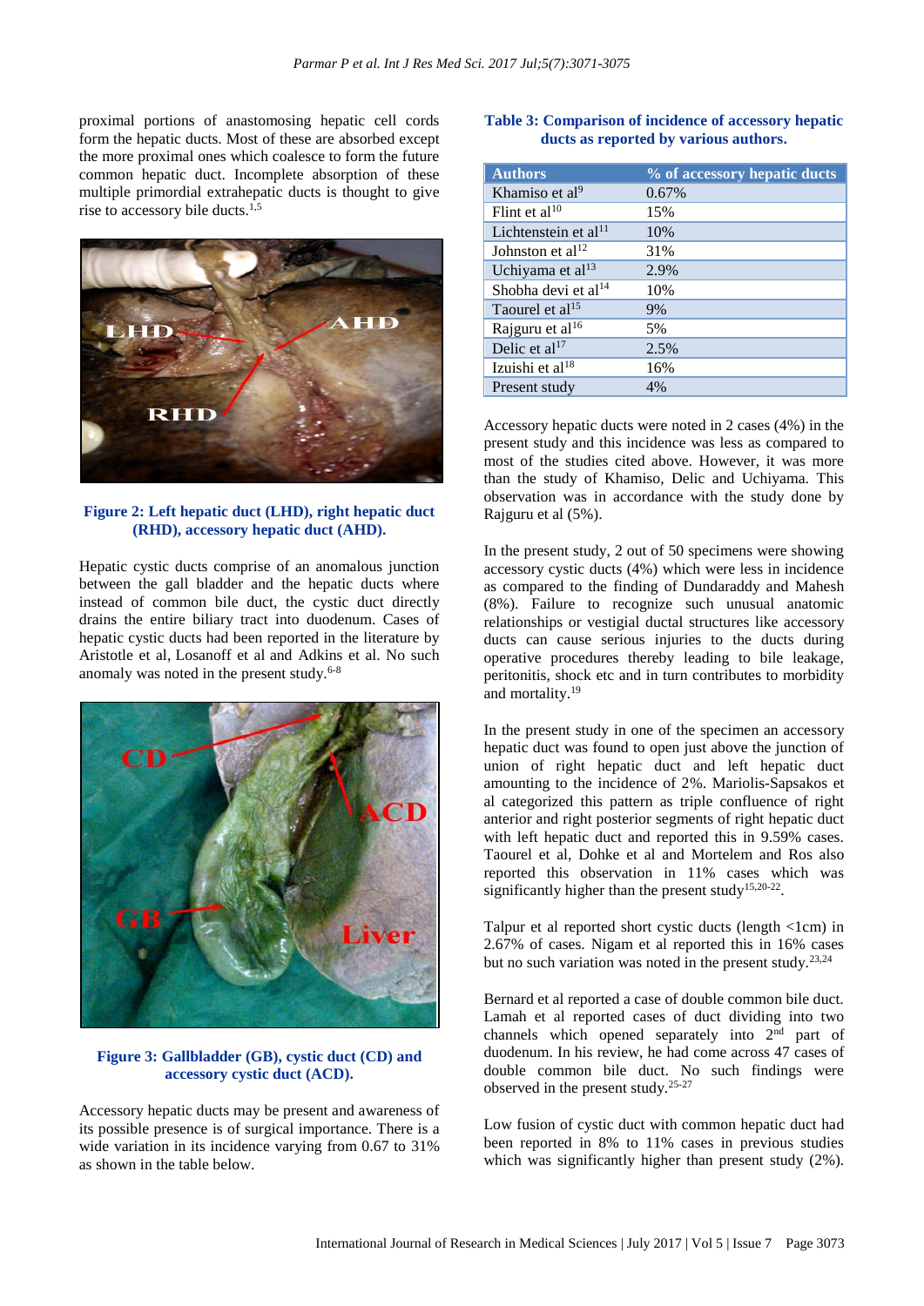proximal portions of anastomosing hepatic cell cords form the hepatic ducts. Most of these are absorbed except the more proximal ones which coalesce to form the future common hepatic duct. Incomplete absorption of these multiple primordial extrahepatic ducts is thought to give rise to accessory bile ducts.[1,5]

**Figure 2: Left hepatic duct (LHD), right hepatic duct (RHD), accessory hepatic duct (AHD).**

Hepatic cystic ducts comprise of an anomalous junction between the gall bladder and the hepatic ducts where instead of common bile duct, the cystic duct directly drains the entire biliary tract into duodenum. Cases of hepatic cystic ducts had been reported in the literature by Aristotle et al, Losanoff et al and Adkins et al. No such anomaly was noted in the present study.[6-8]

**Figure 3: Gallbladder (GB), cystic duct (CD) and accessory cystic duct (ACD).**

Accessory hepatic ducts may be present and awareness of its possible presence is of surgical importance. There is a wide variation in its incidence varying from 0.67 to 31% as shown in the table below.

**Table 3: Comparison of incidence of accessory hepatic ducts as reported by various authors.**

| Authors | % of accessory hepatic ducts |
|---|---|
| Khamiso et al[9] | 0.67% |
| Flint et al[10] | 15% |
| Lichtenstein et al[11] | 10% |
| Johnston et al[12] | 31% |
| Uchiyama et al[13] | 2.9% |
| Shobha devi et al[14] | 10% |
| Taourel et al[15] | 9% |
| Rajguru et al[16] | 5% |
| Delic et al[17] | 2.5% |
| Izuishi et al[18] | 16% |
| Present study | 4% |

Accessory hepatic ducts were noted in 2 cases (4%) in the present study and this incidence was less as compared to most of the studies cited above. However, it was more than the study of Khamiso, Delic and Uchiyama. This observation was in accordance with the study done by Rajguru et al (5%).

In the present study, 2 out of 50 specimens were showing accessory cystic ducts (4%) which were less in incidence as compared to the finding of Dundaraddy and Mahesh (8%). Failure to recognize such unusual anatomic relationships or vestigial ductal structures like accessory ducts can cause serious injuries to the ducts during operative procedures thereby leading to bile leakage, peritonitis, shock etc and in turn contributes to morbidity and mortality.[19]

In the present study in one of the specimen an accessory hepatic duct was found to open just above the junction of union of right hepatic duct and left hepatic duct amounting to the incidence of 2%. Mariolis-Sapsakos et al categorized this pattern as triple confluence of right anterior and right posterior segments of right hepatic duct with left hepatic duct and reported this in 9.59% cases. Taourel et al, Dohke et al and Mortelem and Ros also reported this observation in 11% cases which was significantly higher than the present study[15,20-22].

Talpur et al reported short cystic ducts (length <1cm) in 2.67% of cases. Nigam et al reported this in 16% cases but no such variation was noted in the present study.[23,24]

Bernard et al reported a case of double common bile duct. Lamah et al reported cases of duct dividing into two channels which opened separately into 2nd part of duodenum. In his review, he had come across 47 cases of double common bile duct. No such findings were observed in the present study.[25-27]

Low fusion of cystic duct with common hepatic duct had been reported in 8% to 11% cases in previous studies which was significantly higher than present study (2%).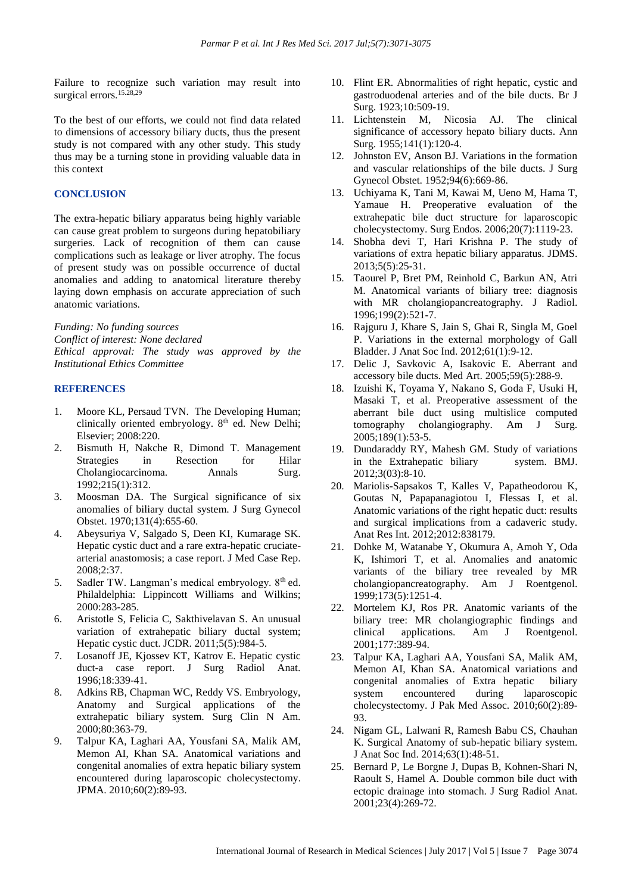Failure to recognize such variation may result into surgical errors.[15,28,29]

To the best of our efforts, we could not find data related to dimensions of accessory biliary ducts, thus the present study is not compared with any other study. This study thus may be a turning stone in providing valuable data in this context

## CONCLUSION

The extra-hepatic biliary apparatus being highly variable can cause great problem to surgeons during hepatobiliary surgeries. Lack of recognition of them can cause complications such as leakage or liver atrophy. The focus of present study was on possible occurrence of ductal anomalies and adding to anatomical literature thereby laying down emphasis on accurate appreciation of such anatomic variations.

*Funding: No funding sources*
*Conflict of interest: None declared*
*Ethical approval: The study was approved by the Institutional Ethics Committee*

## REFERENCES

1. Moore KL, Persaud TVN. The Developing Human; clinically oriented embryology. 8th ed. New Delhi; Elsevier; 2008:220.
2. Bismuth H, Nakche R, Dimond T. Management Strategies in Resection for Hilar Cholangiocarcinoma. Annals Surg. 1992;215(1):312.
3. Moosman DA. The Surgical significance of six anomalies of biliary ductal system. J Surg Gynecol Obstet. 1970;131(4):655-60.
4. Abeysuriya V, Salgado S, Deen KI, Kumarage SK. Hepatic cystic duct and a rare extra-hepatic cruciate-arterial anastomosis; a case report. J Med Case Rep. 2008;2:37.
5. Sadler TW. Langman's medical embryology. 8th ed. Philaldelphia: Lippincott Williams and Wilkins; 2000:283-285.
6. Aristotle S, Felicia C, Sakthivelavan S. An unusual variation of extrahepatic biliary ductal system; Hepatic cystic duct. JCDR. 2011;5(5):984-5.
7. Losanoff JE, Kjossev KT, Katrov E. Hepatic cystic duct-a case report. J Surg Radiol Anat. 1996;18:339-41.
8. Adkins RB, Chapman WC, Reddy VS. Embryology, Anatomy and Surgical applications of the extrahepatic biliary system. Surg Clin N Am. 2000;80:363-79.
9. Talpur KA, Laghari AA, Yousfani SA, Malik AM, Memon AI, Khan SA. Anatomical variations and congenital anomalies of extra hepatic biliary system encountered during laparoscopic cholecystectomy. JPMA. 2010;60(2):89-93.
10. Flint ER. Abnormalities of right hepatic, cystic and gastroduodenal arteries and of the bile ducts. Br J Surg. 1923;10:509-19.
11. Lichtenstein M, Nicosia AJ. The clinical significance of accessory hepato biliary ducts. Ann Surg. 1955;141(1):120-4.
12. Johnston EV, Anson BJ. Variations in the formation and vascular relationships of the bile ducts. J Surg Gynecol Obstet. 1952;94(6):669-86.
13. Uchiyama K, Tani M, Kawai M, Ueno M, Hama T, Yamaue H. Preoperative evaluation of the extrahepatic bile duct structure for laparoscopic cholecystectomy. Surg Endos. 2006;20(7):1119-23.
14. Shobha devi T, Hari Krishna P. The study of variations of extra hepatic biliary apparatus. JDMS. 2013;5(5):25-31.
15. Taourel P, Bret PM, Reinhold C, Barkun AN, Atri M. Anatomical variants of biliary tree: diagnosis with MR cholangiopancreatography. J Radiol. 1996;199(2):521-7.
16. Rajguru J, Khare S, Jain S, Ghai R, Singla M, Goel P. Variations in the external morphology of Gall Bladder. J Anat Soc Ind. 2012;61(1):9-12.
17. Delic J, Savkovic A, Isakovic E. Aberrant and accessory bile ducts. Med Art. 2005;59(5):288-9.
18. Izuishi K, Toyama Y, Nakano S, Goda F, Usuki H, Masaki T, et al. Preoperative assessment of the aberrant bile duct using multislice computed tomography cholangiography. Am J Surg. 2005;189(1):53-5.
19. Dundaraddy RY, Mahesh GM. Study of variations in the Extrahepatic biliary system. BMJ. 2012;3(03):8-10.
20. Mariolis-Sapsakos T, Kalles V, Papatheodorou K, Goutas N, Papapanagiotou I, Flessas I, et al. Anatomic variations of the right hepatic duct: results and surgical implications from a cadaveric study. Anat Res Int. 2012;2012:838179.
21. Dohke M, Watanabe Y, Okumura A, Amoh Y, Oda K, Ishimori T, et al. Anomalies and anatomic variants of the biliary tree revealed by MR cholangiopancreatography. Am J Roentgenol. 1999;173(5):1251-4.
22. Mortelem KJ, Ros PR. Anatomic variants of the biliary tree: MR cholangiographic findings and clinical applications. Am J Roentgenol. 2001;177:389-94.
23. Talpur KA, Laghari AA, Yousfani SA, Malik AM, Memon AI, Khan SA. Anatomical variations and congenital anomalies of Extra hepatic biliary system encountered during laparoscopic cholecystectomy. J Pak Med Assoc. 2010;60(2):89-93.
24. Nigam GL, Lalwani R, Ramesh Babu CS, Chauhan K. Surgical Anatomy of sub-hepatic biliary system. J Anat Soc Ind. 2014;63(1):48-51.
25. Bernard P, Le Borgne J, Dupas B, Kohnen-Shari N, Raoult S, Hamel A. Double common bile duct with ectopic drainage into stomach. J Surg Radiol Anat. 2001;23(4):269-72.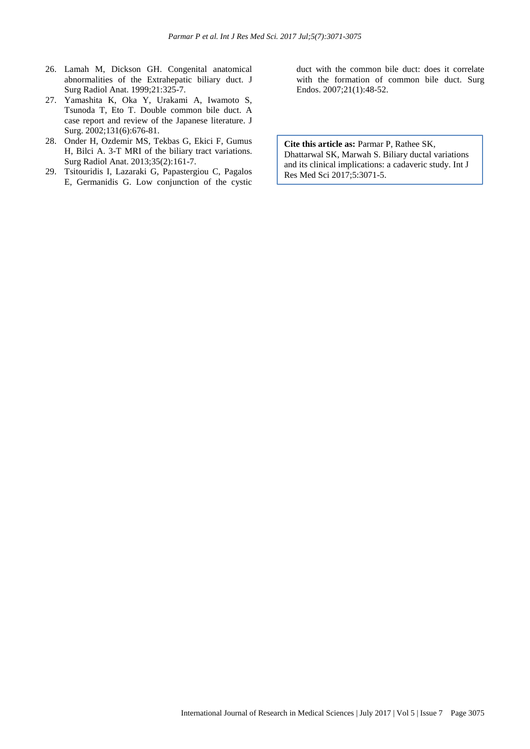26. Lamah M, Dickson GH. Congenital anatomical abnormalities of the Extrahepatic biliary duct. J Surg Radiol Anat. 1999;21:325-7.
27. Yamashita K, Oka Y, Urakami A, Iwamoto S, Tsunoda T, Eto T. Double common bile duct. A case report and review of the Japanese literature. J Surg. 2002;131(6):676-81.
28. Onder H, Ozdemir MS, Tekbas G, Ekici F, Gumus H, Bilci A. 3-T MRI of the biliary tract variations. Surg Radiol Anat. 2013;35(2):161-7.
29. Tsitouridis I, Lazaraki G, Papastergiou C, Pagalos E, Germanidis G. Low conjunction of the cystic duct with the common bile duct: does it correlate with the formation of common bile duct. Surg Endos. 2007;21(1):48-52.

**Cite this article as:** Parmar P, Rathee SK, Dhattarwal SK, Marwah S. Biliary ductal variations and its clinical implications: a cadaveric study. Int J Res Med Sci 2017;5:3071-5.